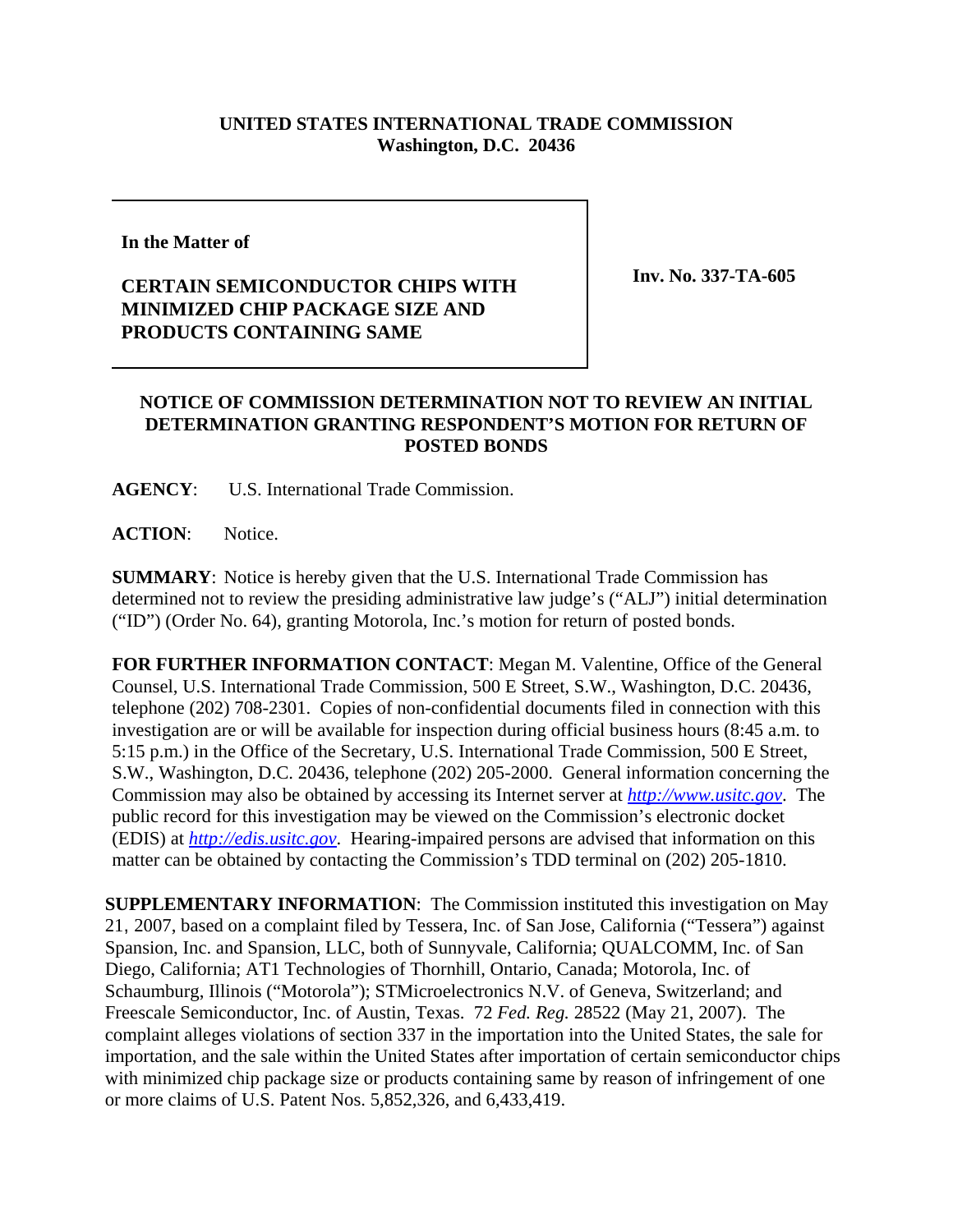**UNITED STATES INTERNATIONAL TRADE COMMISSION**
**Washington, D.C. 20436**

| **In the Matter of**<br><br>**CERTAIN SEMICONDUCTOR CHIPS WITH MINIMIZED CHIP PACKAGE SIZE AND PRODUCTS CONTAINING SAME** | **Inv. No. 337-TA-605** |
|---|---|

## NOTICE OF COMMISSION DETERMINATION NOT TO REVIEW AN INITIAL DETERMINATION GRANTING RESPONDENT'S MOTION FOR RETURN OF POSTED BONDS

**AGENCY**: U.S. International Trade Commission.

**ACTION**: Notice.

**SUMMARY**: Notice is hereby given that the U.S. International Trade Commission has determined not to review the presiding administrative law judge's ("ALJ") initial determination ("ID") (Order No. 64), granting Motorola, Inc.'s motion for return of posted bonds.

**FOR FURTHER INFORMATION CONTACT**: Megan M. Valentine, Office of the General Counsel, U.S. International Trade Commission, 500 E Street, S.W., Washington, D.C. 20436, telephone (202) 708-2301. Copies of non-confidential documents filed in connection with this investigation are or will be available for inspection during official business hours (8:45 a.m. to 5:15 p.m.) in the Office of the Secretary, U.S. International Trade Commission, 500 E Street, S.W., Washington, D.C. 20436, telephone (202) 205-2000. General information concerning the Commission may also be obtained by accessing its Internet server at *http://www.usitc.gov*. The public record for this investigation may be viewed on the Commission's electronic docket (EDIS) at *http://edis.usitc.gov*. Hearing-impaired persons are advised that information on this matter can be obtained by contacting the Commission's TDD terminal on (202) 205-1810.

**SUPPLEMENTARY INFORMATION**: The Commission instituted this investigation on May 21, 2007, based on a complaint filed by Tessera, Inc. of San Jose, California ("Tessera") against Spansion, Inc. and Spansion, LLC, both of Sunnyvale, California; QUALCOMM, Inc. of San Diego, California; AT1 Technologies of Thornhill, Ontario, Canada; Motorola, Inc. of Schaumburg, Illinois ("Motorola"); STMicroelectronics N.V. of Geneva, Switzerland; and Freescale Semiconductor, Inc. of Austin, Texas. 72 *Fed. Reg.* 28522 (May 21, 2007). The complaint alleges violations of section 337 in the importation into the United States, the sale for importation, and the sale within the United States after importation of certain semiconductor chips with minimized chip package size or products containing same by reason of infringement of one or more claims of U.S. Patent Nos. 5,852,326, and 6,433,419.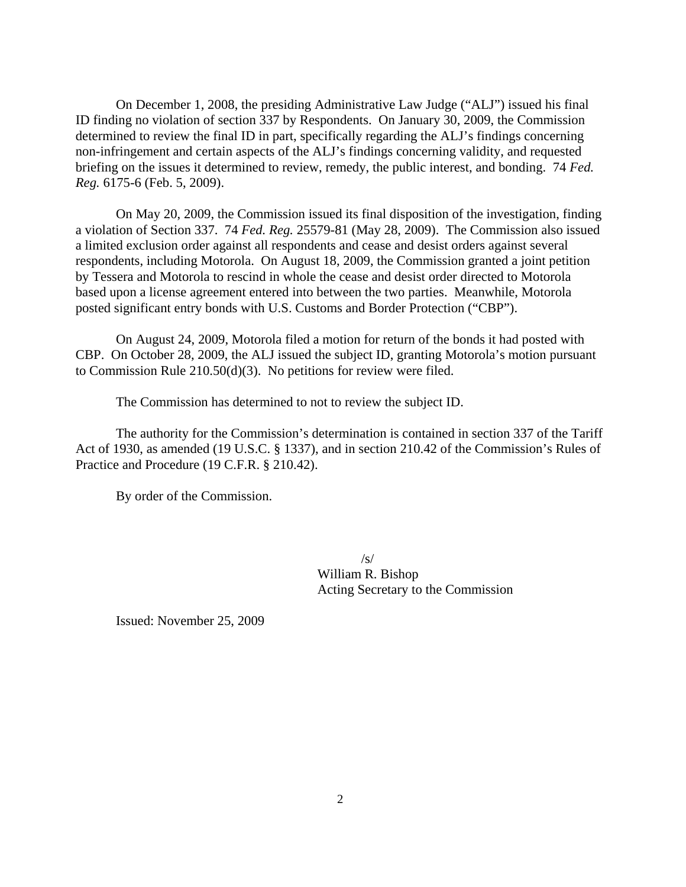On December 1, 2008, the presiding Administrative Law Judge ("ALJ") issued his final ID finding no violation of section 337 by Respondents. On January 30, 2009, the Commission determined to review the final ID in part, specifically regarding the ALJ's findings concerning non-infringement and certain aspects of the ALJ's findings concerning validity, and requested briefing on the issues it determined to review, remedy, the public interest, and bonding. 74 *Fed. Reg.* 6175-6 (Feb. 5, 2009).

On May 20, 2009, the Commission issued its final disposition of the investigation, finding a violation of Section 337. 74 *Fed. Reg.* 25579-81 (May 28, 2009). The Commission also issued a limited exclusion order against all respondents and cease and desist orders against several respondents, including Motorola. On August 18, 2009, the Commission granted a joint petition by Tessera and Motorola to rescind in whole the cease and desist order directed to Motorola based upon a license agreement entered into between the two parties. Meanwhile, Motorola posted significant entry bonds with U.S. Customs and Border Protection ("CBP").

On August 24, 2009, Motorola filed a motion for return of the bonds it had posted with CBP. On October 28, 2009, the ALJ issued the subject ID, granting Motorola's motion pursuant to Commission Rule 210.50(d)(3). No petitions for review were filed.

The Commission has determined to not to review the subject ID.

The authority for the Commission's determination is contained in section 337 of the Tariff Act of 1930, as amended (19 U.S.C. § 1337), and in section 210.42 of the Commission's Rules of Practice and Procedure (19 C.F.R. § 210.42).

By order of the Commission.

/s/
William R. Bishop
Acting Secretary to the Commission

Issued: November 25, 2009